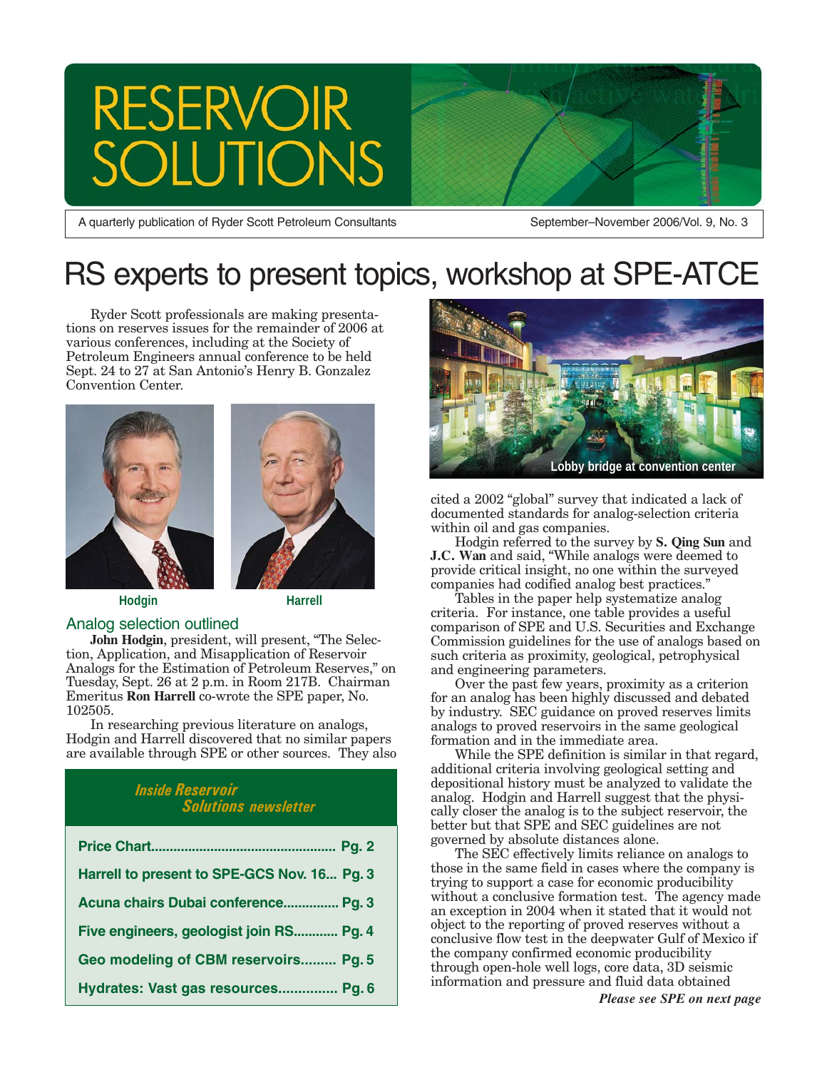# RESERVOIR SOLUTIONS

A quarterly publication of Ryder Scott Petroleum Consultants

September–November 2006/Vol. 9, No. 3

# RS experts to present topics, workshop at SPE-ATCE

Ryder Scott professionals are making presentations on reserves issues for the remainder of 2006 at various conferences, including at the Society of Petroleum Engineers annual conference to be held Sept. 24 to 27 at San Antonio's Henry B. Gonzalez Convention Center.

Hodgin

Harrell

## Analog selection outlined

**John Hodgin**, president, will present, "The Selection, Application, and Misapplication of Reservoir Analogs for the Estimation of Petroleum Reserves," on Tuesday, Sept. 26 at 2 p.m. in Room 217B. Chairman Emeritus **Ron Harrell** co-wrote the SPE paper, No. 102505.

In researching previous literature on analogs, Hodgin and Harrell discovered that no similar papers are available through SPE or other sources. They also cited a 2002 "global" survey that indicated a lack of documented standards for analog-selection criteria within oil and gas companies.

Hodgin referred to the survey by **S. Qing Sun** and **J.C. Wan** and said, "While analogs were deemed to provide critical insight, no one within the surveyed companies had codified analog best practices."

Tables in the paper help systematize analog criteria. For instance, one table provides a useful comparison of SPE and U.S. Securities and Exchange Commission guidelines for the use of analogs based on such criteria as proximity, geological, petrophysical and engineering parameters.

Over the past few years, proximity as a criterion for an analog has been highly discussed and debated by industry. SEC guidance on proved reserves limits analogs to proved reservoirs in the same geological formation and in the immediate area.

While the SPE definition is similar in that regard, additional criteria involving geological setting and depositional history must be analyzed to validate the analog. Hodgin and Harrell suggest that the physically closer the analog is to the subject reservoir, the better but that SPE and SEC guidelines are not governed by absolute distances alone.

The SEC effectively limits reliance on analogs to those in the same field in cases where the company is trying to support a case for economic producibility without a conclusive formation test. The agency made an exception in 2004 when it stated that it would not object to the reporting of proved reserves without a conclusive flow test in the deepwater Gulf of Mexico if the company confirmed economic producibility through open-hole well logs, core data, 3D seismic information and pressure and fluid data obtained

*Please see SPE on next page*

Lobby bridge at convention center

### *Inside Reservoir Solutions newsletter*

| | |
|---|---|
| Price Chart | Pg. 2 |
| Harrell to present to SPE-GCS Nov. 16... | Pg. 3 |
| Acuna chairs Dubai conference | Pg. 3 |
| Five engineers, geologist join RS | Pg. 4 |
| Geo modeling of CBM reservoirs | Pg. 5 |
| Hydrates: Vast gas resources | Pg. 6 |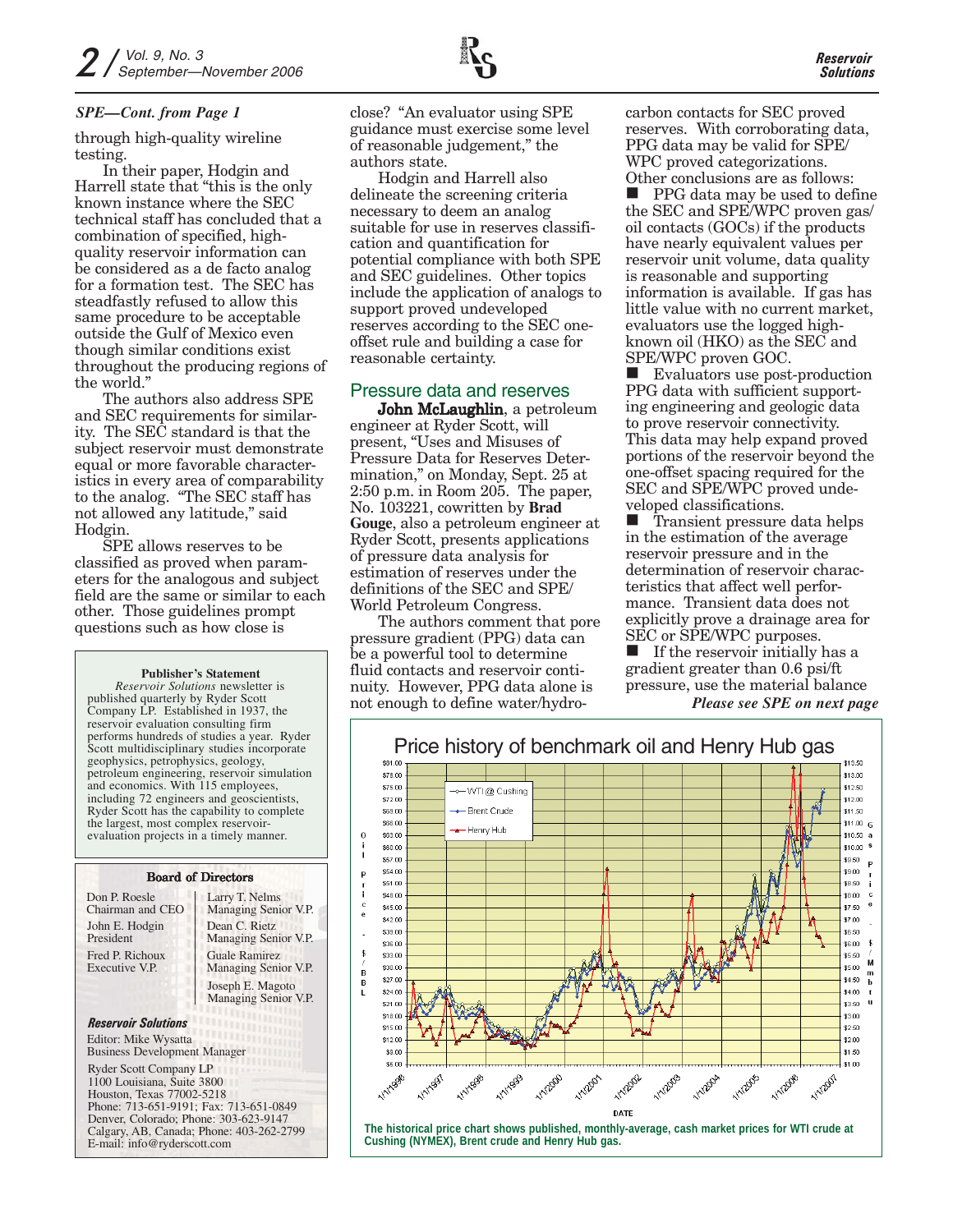*SPE—Cont. from Page 1*

through high-quality wireline testing.

In their paper, Hodgin and Harrell state that "this is the only known instance where the SEC technical staff has concluded that a combination of specified, high-quality reservoir information can be considered as a de facto analog for a formation test. The SEC has steadfastly refused to allow this same procedure to be acceptable outside the Gulf of Mexico even though similar conditions exist throughout the producing regions of the world."

The authors also address SPE and SEC requirements for similarity. The SEC standard is that the subject reservoir must demonstrate equal or more favorable characteristics in every area of comparability to the analog. "The SEC staff has not allowed any latitude," said Hodgin.

SPE allows reserves to be classified as proved when parameters for the analogous and subject field are the same or similar to each other. Those guidelines prompt questions such as how close is close? "An evaluator using SPE guidance must exercise some level of reasonable judgement," the authors state.

Hodgin and Harrell also delineate the screening criteria necessary to deem an analog suitable for use in reserves classification and quantification for potential compliance with both SPE and SEC guidelines. Other topics include the application of analogs to support proved undeveloped reserves according to the SEC one-offset rule and building a case for reasonable certainty.

## Pressure data and reserves

**John McLaughlin**, a petroleum engineer at Ryder Scott, will present, "Uses and Misuses of Pressure Data for Reserves Determination," on Monday, Sept. 25 at 2:50 p.m. in Room 205. The paper, No. 103221, cowritten by **Brad Gouge**, also a petroleum engineer at Ryder Scott, presents applications of pressure data analysis for estimation of reserves under the definitions of the SEC and SPE/ World Petroleum Congress.

The authors comment that pore pressure gradient (PPG) data can be a powerful tool to determine fluid contacts and reservoir continuity. However, PPG data alone is not enough to define water/hydrocarbon contacts for SEC proved reserves. With corroborating data, PPG data may be valid for SPE/ WPC proved categorizations.

Other conclusions are as follows:

- PPG data may be used to define the SEC and SPE/WPC proven gas/ oil contacts (GOCs) if the products have nearly equivalent values per reservoir unit volume, data quality is reasonable and supporting information is available. If gas has little value with no current market, evaluators use the logged high-known oil (HKO) as the SEC and SPE/WPC proven GOC.
- Evaluators use post-production PPG data with sufficient supporting engineering and geologic data to prove reservoir connectivity. This data may help expand proved portions of the reservoir beyond the one-offset spacing required for the SEC and SPE/WPC proved undeveloped classifications.
- Transient pressure data helps in the estimation of the average reservoir pressure and in the determination of reservoir characteristics that affect well performance. Transient data does not explicitly prove a drainage area for SEC or SPE/WPC purposes.
- If the reservoir initially has a gradient greater than 0.6 psi/ft pressure, use the material balance

***Please see SPE on next page***

**Publisher's Statement**

*Reservoir Solutions* newsletter is published quarterly by Ryder Scott Company LP. Established in 1937, the reservoir evaluation consulting firm performs hundreds of studies a year. Ryder Scott multidisciplinary studies incorporate geophysics, petrophysics, geology, petroleum engineering, reservoir simulation and economics. With 115 employees, including 72 engineers and geoscientists, Ryder Scott has the capability to complete the largest, most complex reservoir-evaluation projects in a timely manner.

**Board of Directors**

| | |
|---|---|
| Don P. Roesle<br>Chairman and CEO | Larry T. Nelms<br>Managing Senior V.P. |
| John E. Hodgin<br>President | Dean C. Rietz<br>Managing Senior V.P. |
| Fred P. Richoux<br>Executive V.P. | Guale Ramirez<br>Managing Senior V.P. |
| | Joseph E. Magoto<br>Managing Senior V.P. |

***Reservoir Solutions***

Editor: Mike Wysatta
Business Development Manager

Ryder Scott Company LP
1100 Louisiana, Suite 3800
Houston, Texas 77002-5218
Phone: 713-651-9191; Fax: 713-651-0849
Denver, Colorado; Phone: 303-623-9147
Calgary, AB, Canada; Phone: 403-262-2799
E-mail: info@ryderscott.com

**Price history of benchmark oil and Henry Hub gas**

The historical price chart shows published, monthly-average, cash market prices for WTI crude at Cushing (NYMEX), Brent crude and Henry Hub gas.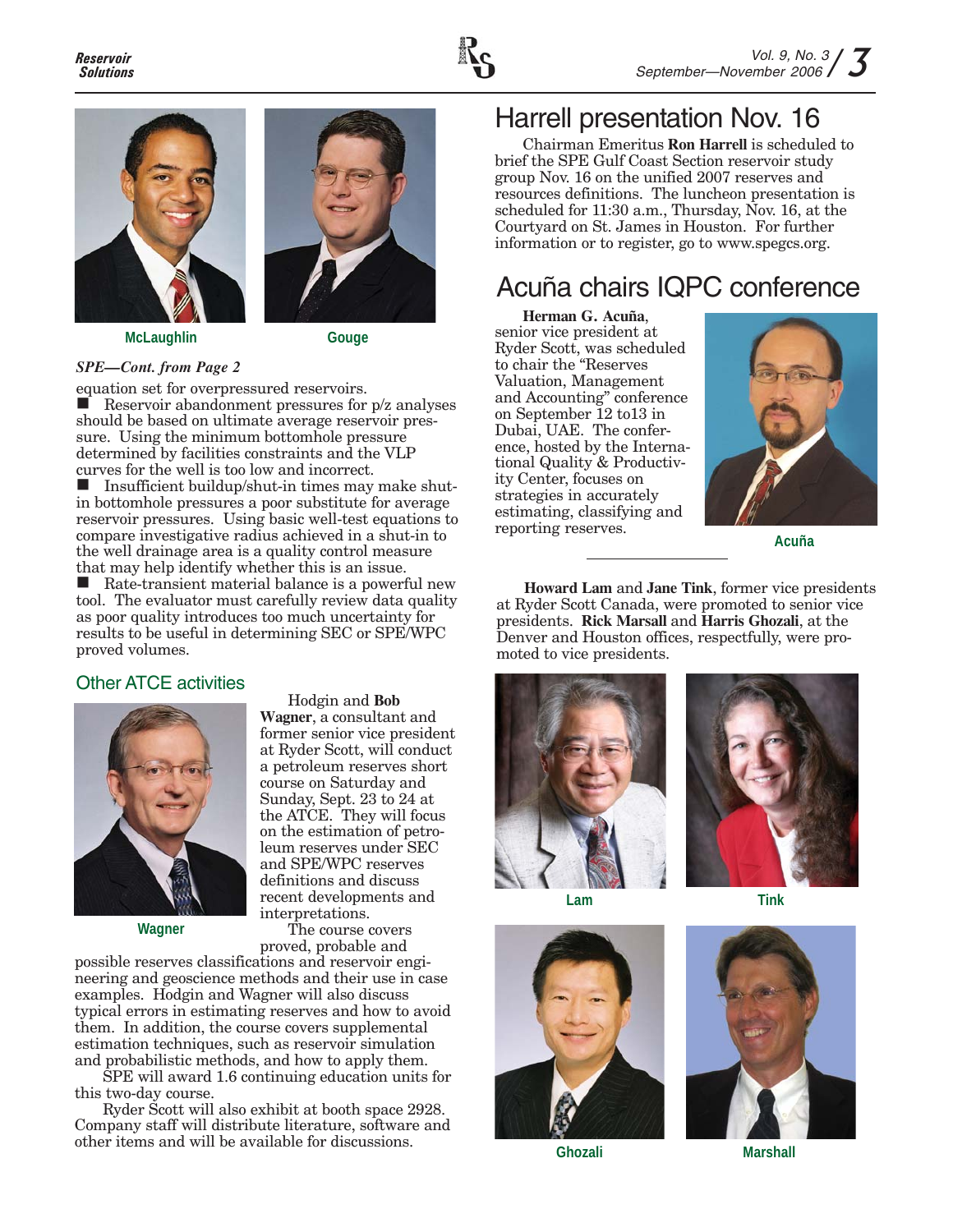McLaughlin

Gouge

*SPE—Cont. from Page 2*

equation set for overpressured reservoirs.

- Reservoir abandonment pressures for p/z analyses should be based on ultimate average reservoir pressure. Using the minimum bottomhole pressure determined by facilities constraints and the VLP curves for the well is too low and incorrect.
- Insufficient buildup/shut-in times may make shut-in bottomhole pressures a poor substitute for average reservoir pressures. Using basic well-test equations to compare investigative radius achieved in a shut-in to the well drainage area is a quality control measure that may help identify whether this is an issue.
- Rate-transient material balance is a powerful new tool. The evaluator must carefully review data quality as poor quality introduces too much uncertainty for results to be useful in determining SEC or SPE/WPC proved volumes.

## Other ATCE activities

Wagner

Hodgin and **Bob Wagner**, a consultant and former senior vice president at Ryder Scott, will conduct a petroleum reserves short course on Saturday and Sunday, Sept. 23 to 24 at the ATCE. They will focus on the estimation of petroleum reserves under SEC and SPE/WPC reserves definitions and discuss recent developments and interpretations.

The course covers proved, probable and possible reserves classifications and reservoir engineering and geoscience methods and their use in case examples. Hodgin and Wagner will also discuss typical errors in estimating reserves and how to avoid them. In addition, the course covers supplemental estimation techniques, such as reservoir simulation and probabilistic methods, and how to apply them.

SPE will award 1.6 continuing education units for this two-day course.

Ryder Scott will also exhibit at booth space 2928. Company staff will distribute literature, software and other items and will be available for discussions.

# Harrell presentation Nov. 16

Chairman Emeritus **Ron Harrell** is scheduled to brief the SPE Gulf Coast Section reservoir study group Nov. 16 on the unified 2007 reserves and resources definitions. The luncheon presentation is scheduled for 11:30 a.m., Thursday, Nov. 16, at the Courtyard on St. James in Houston. For further information or to register, go to www.spegcs.org.

# Acuña chairs IQPC conference

**Herman G. Acuña**, senior vice president at Ryder Scott, was scheduled to chair the "Reserves Valuation, Management and Accounting" conference on September 12 to13 in Dubai, UAE. The conference, hosted by the International Quality & Productivity Center, focuses on strategies in accurately estimating, classifying and reporting reserves.

Acuña

---

**Howard Lam** and **Jane Tink**, former vice presidents at Ryder Scott Canada, were promoted to senior vice presidents. **Rick Marsall** and **Harris Ghozali**, at the Denver and Houston offices, respectfully, were promoted to vice presidents.

Lam

Tink

Ghozali

Marshall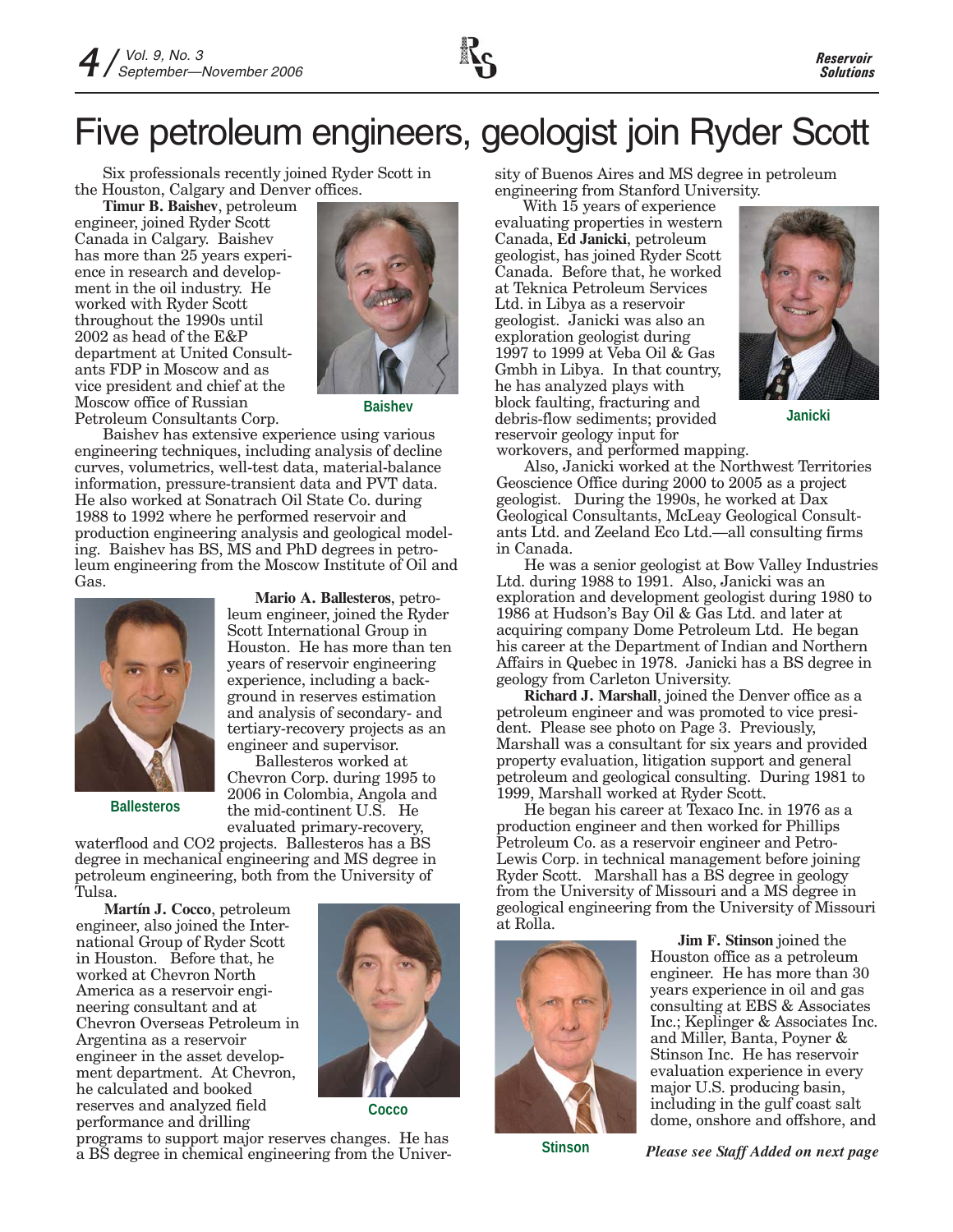# Five petroleum engineers, geologist join Ryder Scott

Six professionals recently joined Ryder Scott in the Houston, Calgary and Denver offices.

**Timur B. Baishev**, petroleum engineer, joined Ryder Scott Canada in Calgary. Baishev has more than 25 years experience in research and development in the oil industry. He worked with Ryder Scott throughout the 1990s until 2002 as head of the E&P department at United Consultants FDP in Moscow and as vice president and chief at the Moscow office of Russian Petroleum Consultants Corp.

Baishev

Baishev has extensive experience using various engineering techniques, including analysis of decline curves, volumetrics, well-test data, material-balance information, pressure-transient data and PVT data. He also worked at Sonatrach Oil State Co. during 1988 to 1992 where he performed reservoir and production engineering analysis and geological modeling. Baishev has BS, MS and PhD degrees in petroleum engineering from the Moscow Institute of Oil and Gas.

**Mario A. Ballesteros**, petroleum engineer, joined the Ryder Scott International Group in Houston. He has more than ten years of reservoir engineering experience, including a background in reserves estimation and analysis of secondary- and tertiary-recovery projects as an engineer and supervisor.

Ballesteros

Ballesteros worked at Chevron Corp. during 1995 to 2006 in Colombia, Angola and the mid-continent U.S. He evaluated primary-recovery, waterflood and CO2 projects. Ballesteros has a BS degree in mechanical engineering and MS degree in petroleum engineering, both from the University of Tulsa.

**Martín J. Cocco**, petroleum engineer, also joined the International Group of Ryder Scott in Houston. Before that, he worked at Chevron North America as a reservoir engineering consultant and at Chevron Overseas Petroleum in Argentina as a reservoir engineer in the asset development department. At Chevron, he calculated and booked reserves and analyzed field performance and drilling programs to support major reserves changes. He has a BS degree in chemical engineering from the University of Buenos Aires and MS degree in petroleum engineering from Stanford University.

Cocco

With 15 years of experience evaluating properties in western Canada, **Ed Janicki**, petroleum geologist, has joined Ryder Scott Canada. Before that, he worked at Teknica Petroleum Services Ltd. in Libya as a reservoir geologist. Janicki was also an exploration geologist during 1997 to 1999 at Veba Oil & Gas Gmbh in Libya. In that country, he has analyzed plays with block faulting, fracturing and debris-flow sediments; provided reservoir geology input for workovers, and performed mapping.

Janicki

Also, Janicki worked at the Northwest Territories Geoscience Office during 2000 to 2005 as a project geologist. During the 1990s, he worked at Dax Geological Consultants, McLeay Geological Consultants Ltd. and Zeeland Eco Ltd.—all consulting firms in Canada.

He was a senior geologist at Bow Valley Industries Ltd. during 1988 to 1991. Also, Janicki was an exploration and development geologist during 1980 to 1986 at Hudson's Bay Oil & Gas Ltd. and later at acquiring company Dome Petroleum Ltd. He began his career at the Department of Indian and Northern Affairs in Quebec in 1978. Janicki has a BS degree in geology from Carleton University.

**Richard J. Marshall**, joined the Denver office as a petroleum engineer and was promoted to vice president. Please see photo on Page 3. Previously, Marshall was a consultant for six years and provided property evaluation, litigation support and general petroleum and geological consulting. During 1981 to 1999, Marshall worked at Ryder Scott.

He began his career at Texaco Inc. in 1976 as a production engineer and then worked for Phillips Petroleum Co. as a reservoir engineer and Petro-Lewis Corp. in technical management before joining Ryder Scott. Marshall has a BS degree in geology from the University of Missouri and a MS degree in geological engineering from the University of Missouri at Rolla.

**Jim F. Stinson** joined the Houston office as a petroleum engineer. He has more than 30 years experience in oil and gas consulting at EBS & Associates Inc.; Keplinger & Associates Inc. and Miller, Banta, Poyner & Stinson Inc. He has reservoir evaluation experience in every major U.S. producing basin, including in the gulf coast salt dome, onshore and offshore, and

Stinson

*Please see Staff Added on next page*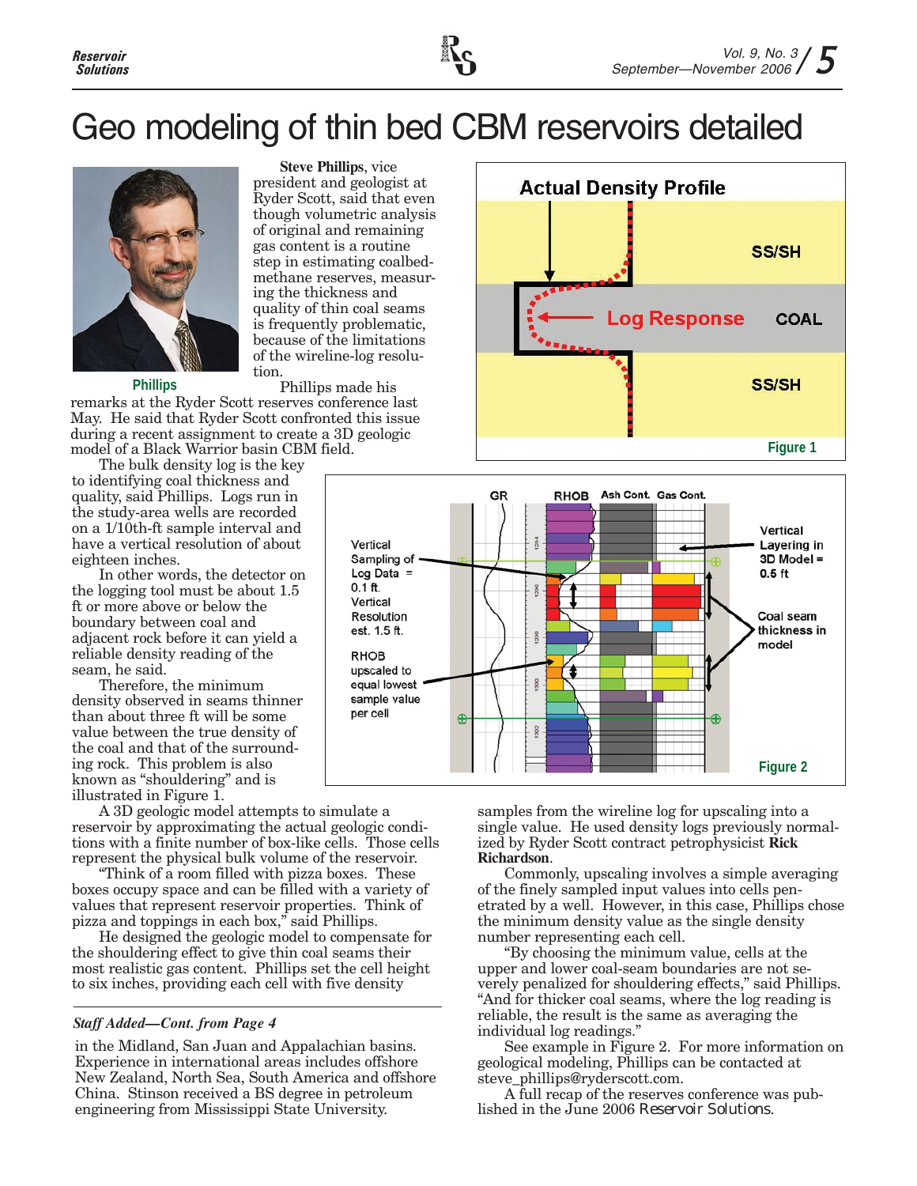# Geo modeling of thin bed CBM reservoirs detailed

Phillips

**Steve Phillips**, vice president and geologist at Ryder Scott, said that even though volumetric analysis of original and remaining gas content is a routine step in estimating coalbed-methane reserves, measuring the thickness and quality of thin coal seams is frequently problematic, because of the limitations of the wireline-log resolution.

Phillips made his remarks at the Ryder Scott reserves conference last May. He said that Ryder Scott confronted this issue during a recent assignment to create a 3D geologic model of a Black Warrior basin CBM field.

The bulk density log is the key to identifying coal thickness and quality, said Phillips. Logs run in the study-area wells are recorded on a 1/10th-ft sample interval and have a vertical resolution of about eighteen inches.

In other words, the detector on the logging tool must be about 1.5 ft or more above or below the boundary between coal and adjacent rock before it can yield a reliable density reading of the seam, he said.

Therefore, the minimum density observed in seams thinner than about three ft will be some value between the true density of the coal and that of the surrounding rock. This problem is also known as "shouldering" and is illustrated in Figure 1.

Actual Density Profile — SS/SH — Log Response — COAL — SS/SH

Figure 1

GR — RHOB — Ash Cont. — Gas Cont.

Vertical Sampling of Log Data = 0.1 ft. Vertical Resolution est. 1.5 ft.

RHOB upscaled to equal lowest sample value per cell

Vertical Layering in 3D Model = 0.5 ft

Coal seam thickness in model

Figure 2

A 3D geologic model attempts to simulate a reservoir by approximating the actual geologic conditions with a finite number of box-like cells. Those cells represent the physical bulk volume of the reservoir.

"Think of a room filled with pizza boxes. These boxes occupy space and can be filled with a variety of values that represent reservoir properties. Think of pizza and toppings in each box," said Phillips.

He designed the geologic model to compensate for the shouldering effect to give thin coal seams their most realistic gas content. Phillips set the cell height to six inches, providing each cell with five density samples from the wireline log for upscaling into a single value. He used density logs previously normalized by Ryder Scott contract petrophysicist **Rick Richardson**.

Commonly, upscaling involves a simple averaging of the finely sampled input values into cells penetrated by a well. However, in this case, Phillips chose the minimum density value as the single density number representing each cell.

"By choosing the minimum value, cells at the upper and lower coal-seam boundaries are not severely penalized for shouldering effects," said Phillips. "And for thicker coal seams, where the log reading is reliable, the result is the same as averaging the individual log readings."

See example in Figure 2. For more information on geological modeling, Phillips can be contacted at steve_phillips@ryderscott.com.

A full recap of the reserves conference was published in the June 2006 *Reservoir Solutions*.

---

***Staff Added—Cont. from Page 4***

in the Midland, San Juan and Appalachian basins. Experience in international areas includes offshore New Zealand, North Sea, South America and offshore China. Stinson received a BS degree in petroleum engineering from Mississippi State University.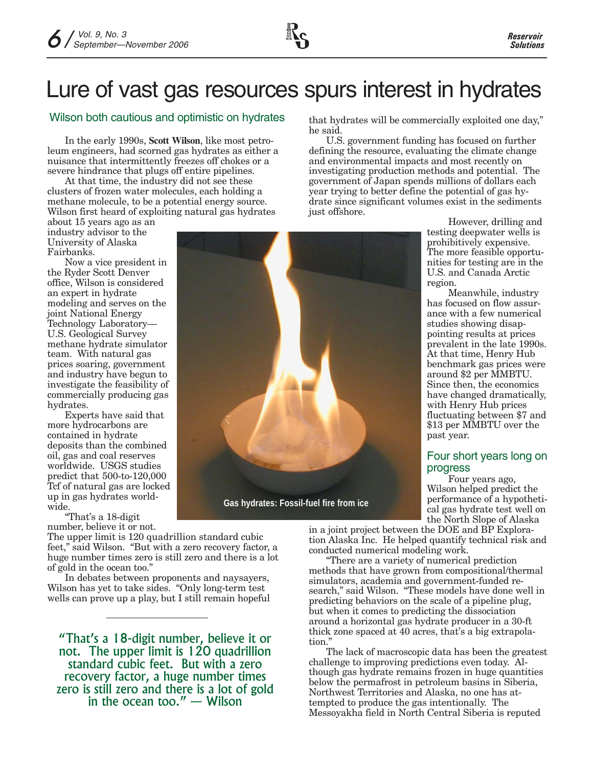# Lure of vast gas resources spurs interest in hydrates

## Wilson both cautious and optimistic on hydrates

In the early 1990s, **Scott Wilson**, like most petroleum engineers, had scorned gas hydrates as either a nuisance that intermittently freezes off chokes or a severe hindrance that plugs off entire pipelines.

At that time, the industry did not see these clusters of frozen water molecules, each holding a methane molecule, to be a potential energy source. Wilson first heard of exploiting natural gas hydrates about 15 years ago as an industry advisor to the University of Alaska Fairbanks.

Now a vice president in the Ryder Scott Denver office, Wilson is considered an expert in hydrate modeling and serves on the joint National Energy Technology Laboratory—U.S. Geological Survey methane hydrate simulator team. With natural gas prices soaring, government and industry have begun to investigate the feasibility of commercially producing gas hydrates.

Experts have said that more hydrocarbons are contained in hydrate deposits than the combined oil, gas and coal reserves worldwide. USGS studies predict that 500-to-120,000 Tcf of natural gas are locked up in gas hydrates worldwide.

"That's a 18-digit number, believe it or not. The upper limit is 120 quadrillion standard cubic feet," said Wilson. "But with a zero recovery factor, a huge number times zero is still zero and there is a lot of gold in the ocean too."

In debates between proponents and naysayers, Wilson has yet to take sides. "Only long-term test wells can prove up a play, but I still remain hopeful that hydrates will be commercially exploited one day," he said.

> "That's a 18-digit number, believe it or not. The upper limit is 120 quadrillion standard cubic feet. But with a zero recovery factor, a huge number times zero is still zero and there is a lot of gold in the ocean too." — Wilson

Gas hydrates: Fossil-fuel fire from ice

U.S. government funding has focused on further defining the resource, evaluating the climate change and environmental impacts and most recently on investigating production methods and potential. The government of Japan spends millions of dollars each year trying to better define the potential of gas hydrate since significant volumes exist in the sediments just offshore.

However, drilling and testing deepwater wells is prohibitively expensive. The more feasible opportunities for testing are in the U.S. and Canada Arctic region.

Meanwhile, industry has focused on flow assurance with a few numerical studies showing disappointing results at prices prevalent in the late 1990s. At that time, Henry Hub benchmark gas prices were around $2 per MMBTU. Since then, the economics have changed dramatically, with Henry Hub prices fluctuating between $7 and $13 per MMBTU over the past year.

## Four short years long on progress

Four years ago, Wilson helped predict the performance of a hypothetical gas hydrate test well on the North Slope of Alaska in a joint project between the DOE and BP Exploration Alaska Inc. He helped quantify technical risk and conducted numerical modeling work.

"There are a variety of numerical prediction methods that have grown from compositional/thermal simulators, academia and government-funded research," said Wilson. "These models have done well in predicting behaviors on the scale of a pipeline plug, but when it comes to predicting the dissociation around a horizontal gas hydrate producer in a 30-ft thick zone spaced at 40 acres, that's a big extrapolation."

The lack of macroscopic data has been the greatest challenge to improving predictions even today. Although gas hydrate remains frozen in huge quantities below the permafrost in petroleum basins in Siberia, Northwest Territories and Alaska, no one has attempted to produce the gas intentionally. The Messoyakha field in North Central Siberia is reputed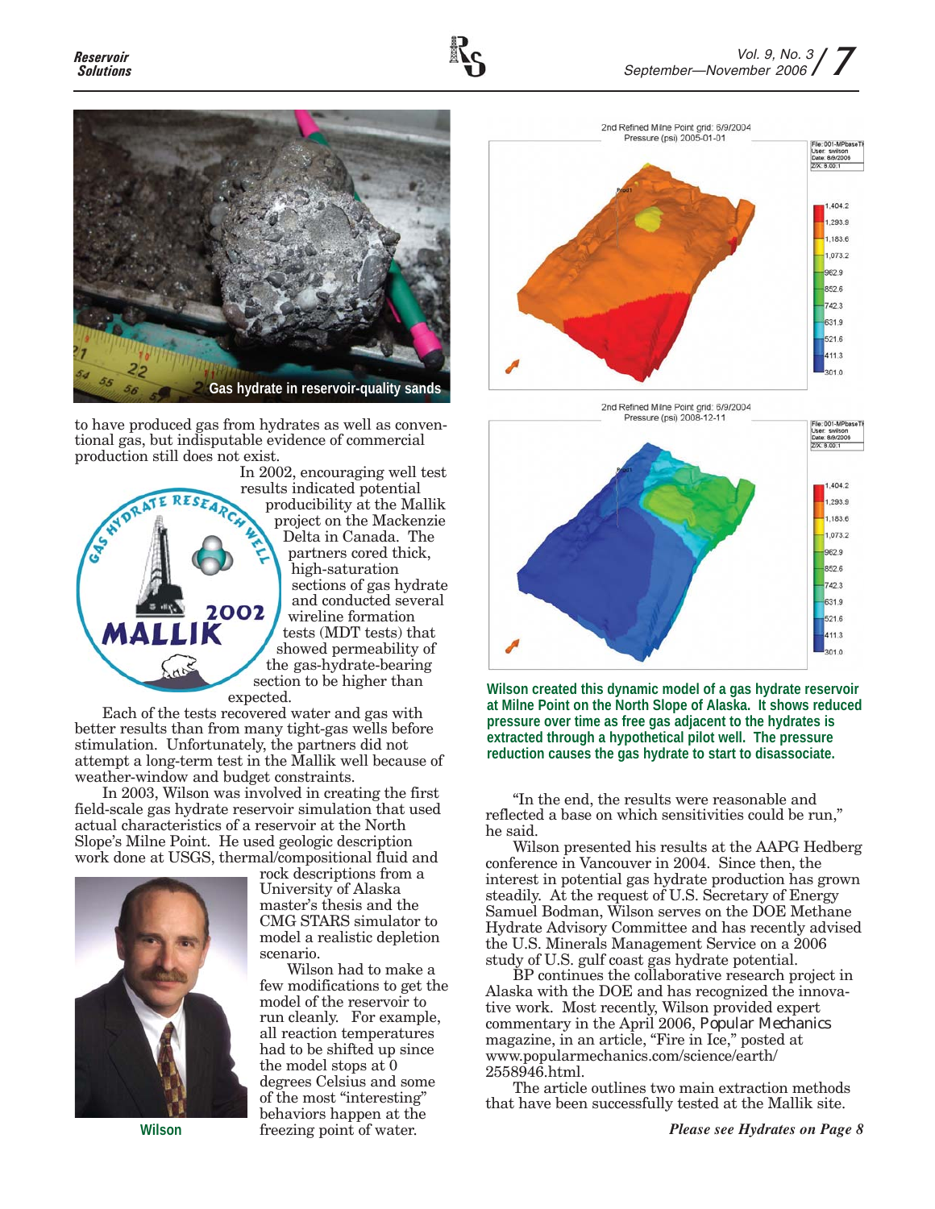Gas hydrate in reservoir-quality sands

to have produced gas from hydrates as well as conventional gas, but indisputable evidence of commercial production still does not exist.

In 2002, encouraging well test results indicated potential producibility at the Mallik project on the Mackenzie Delta in Canada. The partners cored thick, high-saturation sections of gas hydrate and conducted several wireline formation tests (MDT tests) that showed permeability of the gas-hydrate-bearing section to be higher than expected.

Each of the tests recovered water and gas with better results than from many tight-gas wells before stimulation. Unfortunately, the partners did not attempt a long-term test in the Mallik well because of weather-window and budget constraints.

In 2003, Wilson was involved in creating the first field-scale gas hydrate reservoir simulation that used actual characteristics of a reservoir at the North Slope's Milne Point. He used geologic description work done at USGS, thermal/compositional fluid and rock descriptions from a University of Alaska master's thesis and the CMG STARS simulator to model a realistic depletion scenario.

Wilson had to make a few modifications to get the model of the reservoir to run cleanly. For example, all reaction temperatures had to be shifted up since the model stops at 0 degrees Celsius and some of the most "interesting" behaviors happen at the freezing point of water.

Wilson

**Wilson created this dynamic model of a gas hydrate reservoir at Milne Point on the North Slope of Alaska. It shows reduced pressure over time as free gas adjacent to the hydrates is extracted through a hypothetical pilot well. The pressure reduction causes the gas hydrate to start to disassociate.**

"In the end, the results were reasonable and reflected a base on which sensitivities could be run," he said.

Wilson presented his results at the AAPG Hedberg conference in Vancouver in 2004. Since then, the interest in potential gas hydrate production has grown steadily. At the request of U.S. Secretary of Energy Samuel Bodman, Wilson serves on the DOE Methane Hydrate Advisory Committee and has recently advised the U.S. Minerals Management Service on a 2006 study of U.S. gulf coast gas hydrate potential.

BP continues the collaborative research project in Alaska with the DOE and has recognized the innovative work. Most recently, Wilson provided expert commentary in the April 2006, *Popular Mechanics* magazine, in an article, "Fire in Ice," posted at www.popularmechanics.com/science/earth/2558946.html.

The article outlines two main extraction methods that have been successfully tested at the Mallik site.

*Please see Hydrates on Page 8*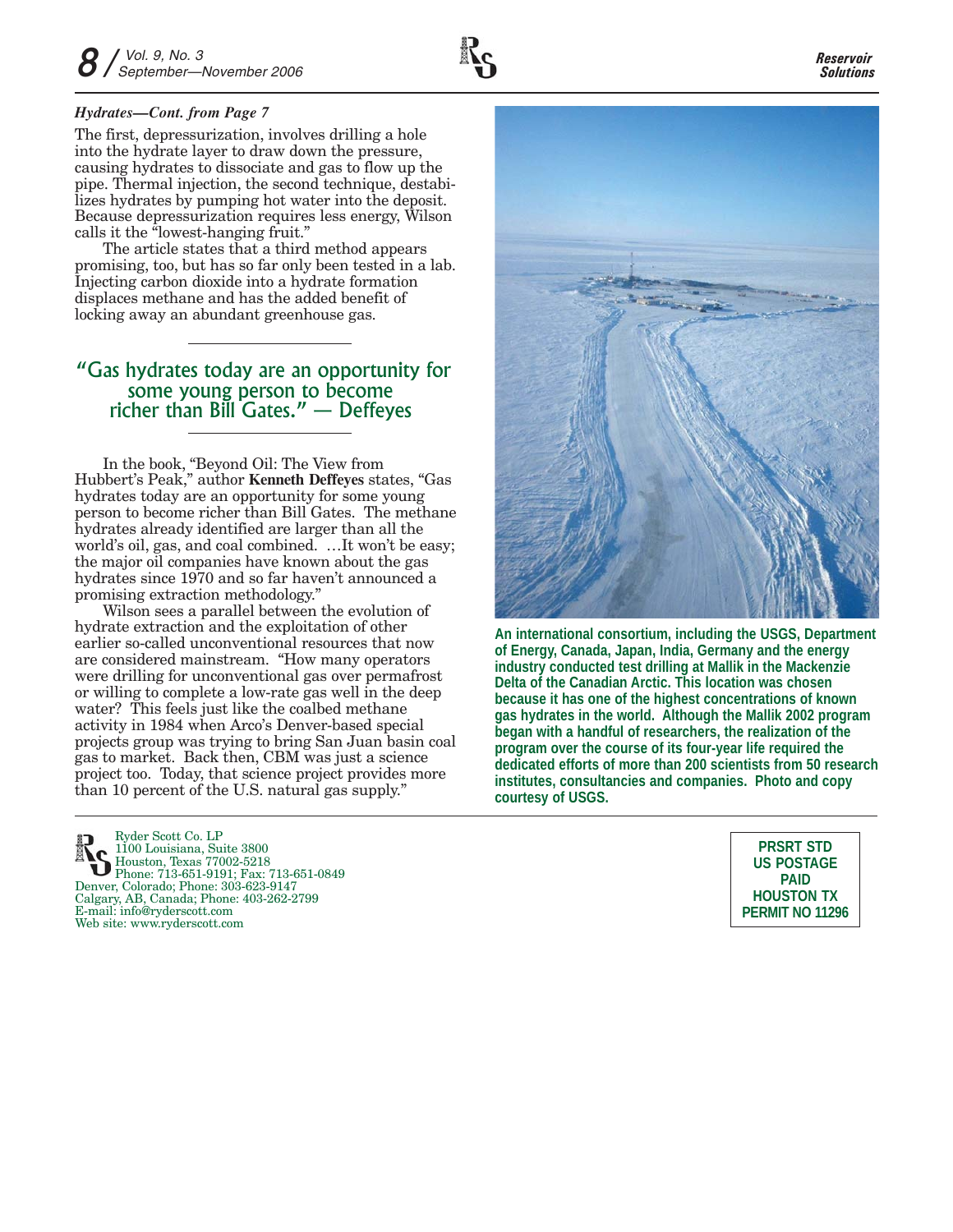*Hydrates—Cont. from Page 7*

The first, depressurization, involves drilling a hole into the hydrate layer to draw down the pressure, causing hydrates to dissociate and gas to flow up the pipe. Thermal injection, the second technique, destabilizes hydrates by pumping hot water into the deposit. Because depressurization requires less energy, Wilson calls it the "lowest-hanging fruit."

The article states that a third method appears promising, too, but has so far only been tested in a lab. Injecting carbon dioxide into a hydrate formation displaces methane and has the added benefit of locking away an abundant greenhouse gas.

> "Gas hydrates today are an opportunity for some young person to become richer than Bill Gates." — Deffeyes

In the book, "Beyond Oil: The View from Hubbert's Peak," author **Kenneth Deffeyes** states, "Gas hydrates today are an opportunity for some young person to become richer than Bill Gates. The methane hydrates already identified are larger than all the world's oil, gas, and coal combined. …It won't be easy; the major oil companies have known about the gas hydrates since 1970 and so far haven't announced a promising extraction methodology."

Wilson sees a parallel between the evolution of hydrate extraction and the exploitation of other earlier so-called unconventional resources that now are considered mainstream. "How many operators were drilling for unconventional gas over permafrost or willing to complete a low-rate gas well in the deep water? This feels just like the coalbed methane activity in 1984 when Arco's Denver-based special projects group was trying to bring San Juan basin coal gas to market. Back then, CBM was just a science project too. Today, that science project provides more than 10 percent of the U.S. natural gas supply."

**An international consortium, including the USGS, Department of Energy, Canada, Japan, India, Germany and the energy industry conducted test drilling at Mallik in the Mackenzie Delta of the Canadian Arctic. This location was chosen because it has one of the highest concentrations of known gas hydrates in the world. Although the Mallik 2002 program began with a handful of researchers, the realization of the program over the course of its four-year life required the dedicated efforts of more than 200 scientists from 50 research institutes, consultancies and companies. Photo and copy courtesy of USGS.**

Ryder Scott Co. LP
1100 Louisiana, Suite 3800
Houston, Texas 77002-5218
Phone: 713-651-9191; Fax: 713-651-0849
Denver, Colorado; Phone: 303-623-9147
Calgary, AB, Canada; Phone: 403-262-2799
E-mail: info@ryderscott.com
Web site: www.ryderscott.com

**PRSRT STD**
**US POSTAGE**
**PAID**
**HOUSTON TX**
**PERMIT NO 11296**